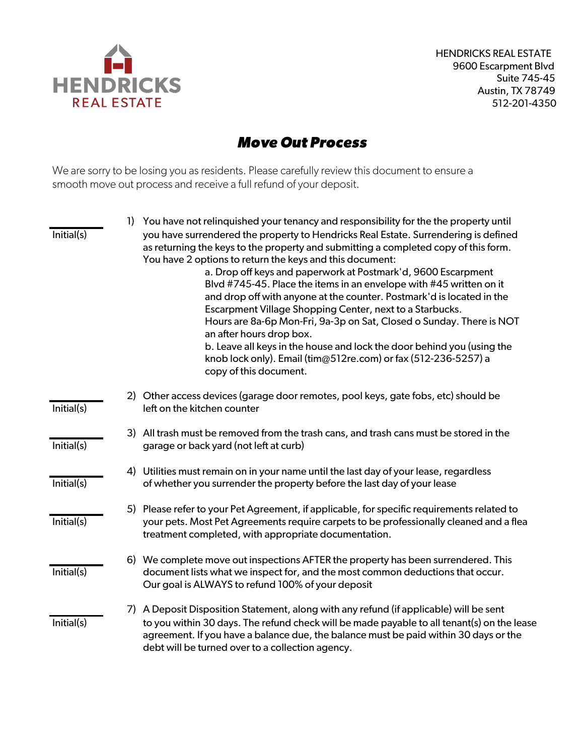HENDRICKS REAL ESTATE
9600 Escarpment Blvd
Suite 745-45
Austin, TX 78749
512-201-4350

# ***Move Out Process***

We are sorry to be losing you as residents. Please carefully review this document to ensure a smooth move out process and receive a full refund of your deposit.

\_\_\_\_\_\_\_\_ Initial(s)

1) You have not relinquished your tenancy and responsibility for the the property until you have surrendered the property to Hendricks Real Estate. Surrendering is defined as returning the keys to the property and submitting a completed copy of this form. You have 2 options to return the keys and this document:
   - a. Drop off keys and paperwork at Postmark'd, 9600 Escarpment Blvd #745-45. Place the items in an envelope with #45 written on it and drop off with anyone at the counter. Postmark'd is located in the Escarpment Village Shopping Center, next to a Starbucks. Hours are 8a-6p Mon-Fri, 9a-3p on Sat, Closed o Sunday. There is NOT an after hours drop box.
   - b. Leave all keys in the house and lock the door behind you (using the knob lock only). Email (tim@512re.com) or fax (512-236-5257) a copy of this document.

\_\_\_\_\_\_\_\_ Initial(s)

2) Other access devices (garage door remotes, pool keys, gate fobs, etc) should be left on the kitchen counter

\_\_\_\_\_\_\_\_ Initial(s)

3) All trash must be removed from the trash cans, and trash cans must be stored in the garage or back yard (not left at curb)

\_\_\_\_\_\_\_\_ Initial(s)

4) Utilities must remain on in your name until the last day of your lease, regardless of whether you surrender the property before the last day of your lease

\_\_\_\_\_\_\_\_ Initial(s)

5) Please refer to your Pet Agreement, if applicable, for specific requirements related to your pets. Most Pet Agreements require carpets to be professionally cleaned and a flea treatment completed, with appropriate documentation.

\_\_\_\_\_\_\_\_ Initial(s)

6) We complete move out inspections AFTER the property has been surrendered. This document lists what we inspect for, and the most common deductions that occur. Our goal is ALWAYS to refund 100% of your deposit

\_\_\_\_\_\_\_\_ Initial(s)

7) A Deposit Disposition Statement, along with any refund (if applicable) will be sent to you within 30 days. The refund check will be made payable to all tenant(s) on the lease agreement. If you have a balance due, the balance must be paid within 30 days or the debt will be turned over to a collection agency.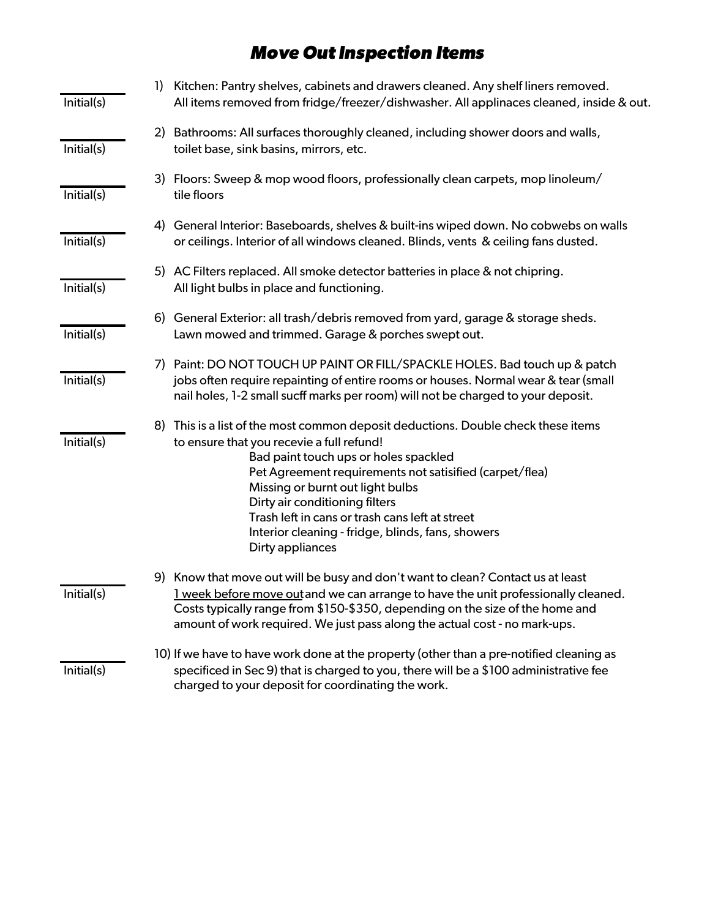# *Move Out Inspection Items*

______ Initial(s)

1) Kitchen: Pantry shelves, cabinets and drawers cleaned. Any shelf liners removed. All items removed from fridge/freezer/dishwasher. All applinaces cleaned, inside & out.

______ Initial(s)

2) Bathrooms: All surfaces thoroughly cleaned, including shower doors and walls, toilet base, sink basins, mirrors, etc.

______ Initial(s)

3) Floors: Sweep & mop wood floors, professionally clean carpets, mop linoleum/ tile floors

______ Initial(s)

4) General Interior: Baseboards, shelves & built-ins wiped down. No cobwebs on walls or ceilings. Interior of all windows cleaned. Blinds, vents & ceiling fans dusted.

______ Initial(s)

5) AC Filters replaced. All smoke detector batteries in place & not chipring. All light bulbs in place and functioning.

______ Initial(s)

6) General Exterior: all trash/debris removed from yard, garage & storage sheds. Lawn mowed and trimmed. Garage & porches swept out.

______ Initial(s)

7) Paint: DO NOT TOUCH UP PAINT OR FILL/SPACKLE HOLES. Bad touch up & patch jobs often require repainting of entire rooms or houses. Normal wear & tear (small nail holes, 1-2 small sucff marks per room) will not be charged to your deposit.

______ Initial(s)

8) This is a list of the most common deposit deductions. Double check these items to ensure that you recevie a full refund!

   Bad paint touch ups or holes spackled
   Pet Agreement requirements not satisified (carpet/flea)
   Missing or burnt out light bulbs
   Dirty air conditioning filters
   Trash left in cans or trash cans left at street
   Interior cleaning - fridge, blinds, fans, showers
   Dirty appliances

______ Initial(s)

9) Know that move out will be busy and don't want to clean? Contact us at least <u>1 week before move out</u> and we can arrange to have the unit professionally cleaned. Costs typically range from \$150-\$350, depending on the size of the home and amount of work required. We just pass along the actual cost - no mark-ups.

______ Initial(s)

10) If we have to have work done at the property (other than a pre-notified cleaning as specificed in Sec 9) that is charged to you, there will be a \$100 administrative fee charged to your deposit for coordinating the work.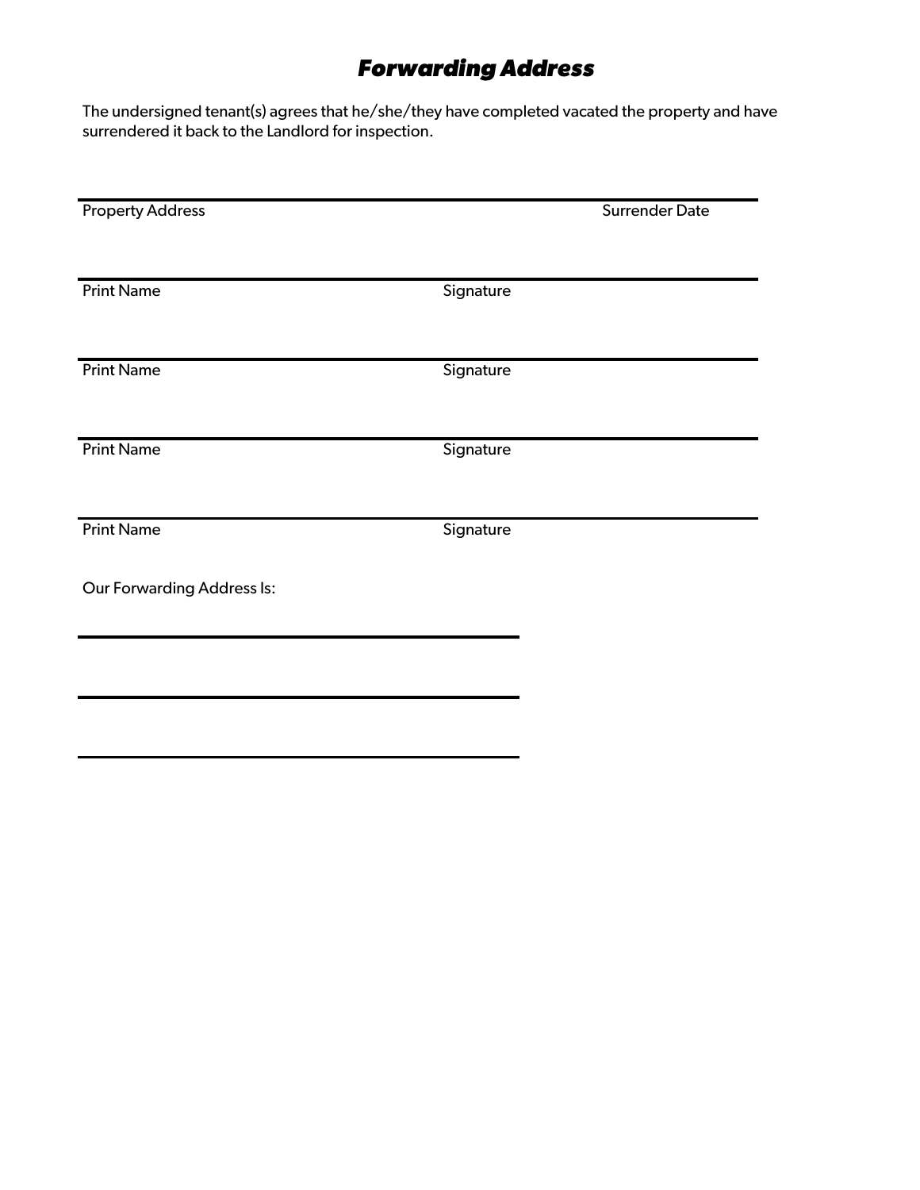# ***Forwarding Address***

The undersigned tenant(s) agrees that he/she/they have completed vacated the property and have surrendered it back to the Landlord for inspection.

______________________________________________________________________

Property Address | Surrender Date

______________________________________________________________________

Print Name | Signature

______________________________________________________________________

Print Name | Signature

______________________________________________________________________

Print Name | Signature

______________________________________________________________________

Print Name | Signature

Our Forwarding Address Is:

______________________________________________

______________________________________________

______________________________________________